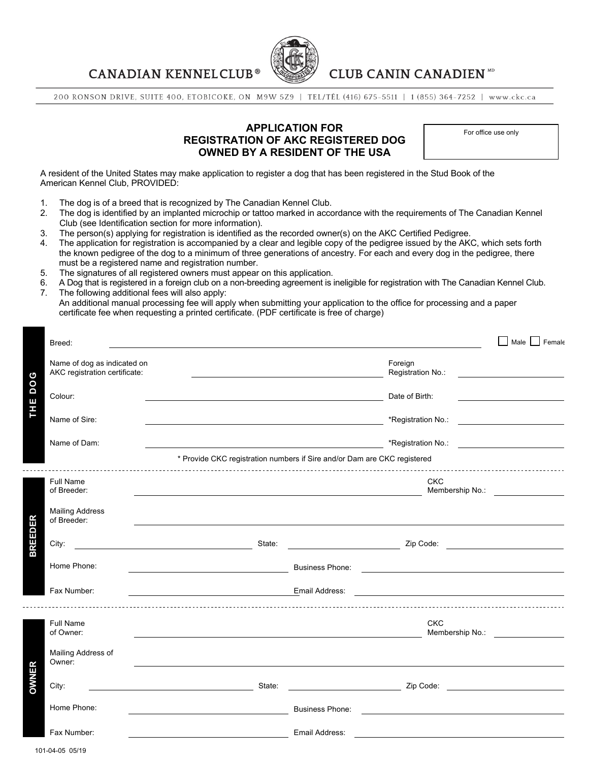CANADIAN KENNEL CLUB® CLUB CANIN CANADIEN[MD]

200 RONSON DRIVE, SUITE 400, ETOBICOKE, ON M9W 5Z9 | TEL/TÉL (416) 675-5511 | 1 (855) 364-7252 | www.ckc.ca

# APPLICATION FOR REGISTRATION OF AKC REGISTERED DOG OWNED BY A RESIDENT OF THE USA

For office use only

A resident of the United States may make application to register a dog that has been registered in the Stud Book of the American Kennel Club, PROVIDED:

1. The dog is of a breed that is recognized by The Canadian Kennel Club.
2. The dog is identified by an implanted microchip or tattoo marked in accordance with the requirements of The Canadian Kennel Club (see Identification section for more information).
3. The person(s) applying for registration is identified as the recorded owner(s) on the AKC Certified Pedigree.
4. The application for registration is accompanied by a clear and legible copy of the pedigree issued by the AKC, which sets forth the known pedigree of the dog to a minimum of three generations of ancestry. For each and every dog in the pedigree, there must be a registered name and registration number.
5. The signatures of all registered owners must appear on this application.
6. A Dog that is registered in a foreign club on a non-breeding agreement is ineligible for registration with The Canadian Kennel Club.
7. The following additional fees will also apply:
   An additional manual processing fee will apply when submitting your application to the office for processing and a paper certificate fee when requesting a printed certificate. (PDF certificate is free of charge)

## THE DOG

Breed: ______________________ ☐ Male ☐ Female

Name of dog as indicated on AKC registration certificate: ______________________ Foreign Registration No.: ______________

Colour: ______________________ Date of Birth: ______________

Name of Sire: ______________________ *Registration No.: ______________

Name of Dam: ______________________ *Registration No.: ______________

\* Provide CKC registration numbers if Sire and/or Dam are CKC registered

## BREEDER

Full Name of Breeder: ______________________ CKC Membership No.: ______________

Mailing Address of Breeder: ______________________

City: ______________ State: ______________ Zip Code: ______________

Home Phone: ______________ Business Phone: ______________

Fax Number: ______________ Email Address: ______________

## OWNER

Full Name of Owner: ______________________ CKC Membership No.: ______________

Mailing Address of Owner: ______________________

City: ______________ State: ______________ Zip Code: ______________

Home Phone: ______________ Business Phone: ______________

Fax Number: ______________ Email Address: ______________

101-04-05 05/19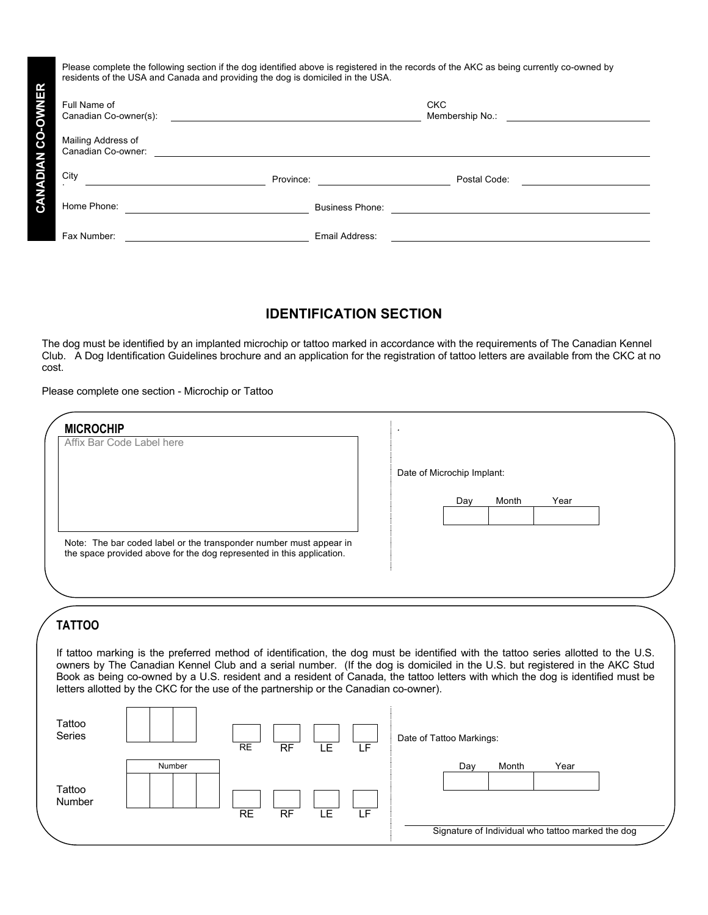## CANADIAN CO-OWNER

Please complete the following section if the dog identified above is registered in the records of the AKC as being currently co-owned by residents of the USA and Canada and providing the dog is domiciled in the USA.

Full Name of Canadian Co-owner(s): ______________________ CKC Membership No.: ______________

Mailing Address of Canadian Co-owner: ______________________________________________

City ______________ Province: ______________ Postal Code: ______________

Home Phone: ______________ Business Phone: ______________

Fax Number: ______________ Email Address: ______________

## IDENTIFICATION SECTION

The dog must be identified by an implanted microchip or tattoo marked in accordance with the requirements of The Canadian Kennel Club. A Dog Identification Guidelines brochure and an application for the registration of tattoo letters are available from the CKC at no cost.

Please complete one section - Microchip or Tattoo

### MICROCHIP

Affix Bar Code Label here

Note: The bar coded label or the transponder number must appear in the space provided above for the dog represented in this application.

Date of Microchip Implant:

| Day | Month | Year |
|---|---|---|
| | | |

### TATTOO

If tattoo marking is the preferred method of identification, the dog must be identified with the tattoo series allotted to the U.S. owners by The Canadian Kennel Club and a serial number. (If the dog is domiciled in the U.S. but registered in the AKC Stud Book as being co-owned by a U.S. resident and a resident of Canada, the tattoo letters with which the dog is identified must be letters allotted by the CKC for the use of the partnership or the Canadian co-owner).

Tattoo Series: ☐☐☐ RE ☐ RF ☐ LE ☐ LF ☐

Tattoo Number (Number): ☐☐☐☐ RE ☐ RF ☐ LE ☐ LF ☐

Date of Tattoo Markings:

| Day | Month | Year |
|---|---|---|
| | | |

______________________________
Signature of Individual who tattoo marked the dog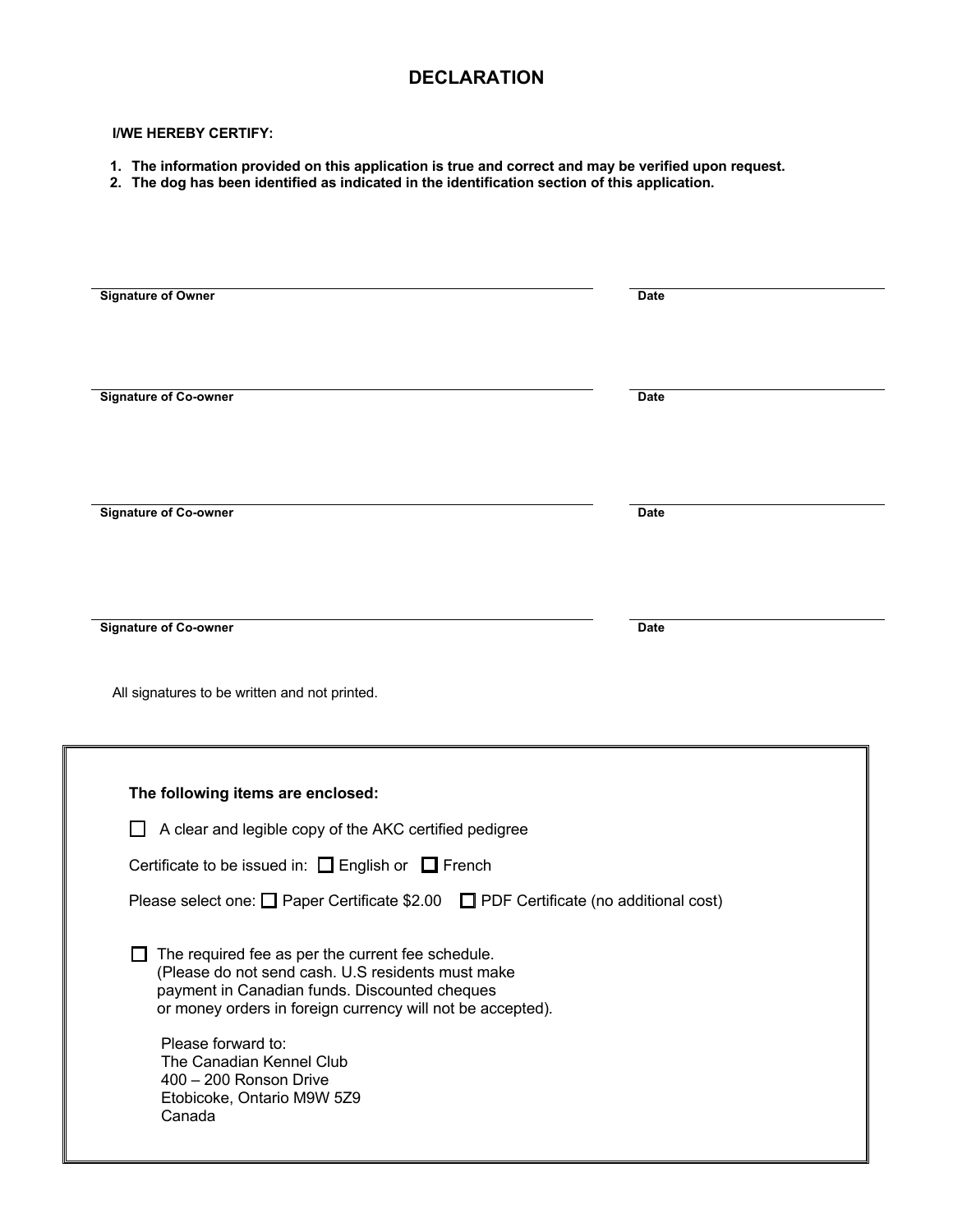# DECLARATION

**I/WE HEREBY CERTIFY:**

1. **The information provided on this application is true and correct and may be verified upon request.**
2. **The dog has been identified as indicated in the identification section of this application.**

| | |
|---|---|
| **Signature of Owner** | **Date** |
| **Signature of Co-owner** | **Date** |
| **Signature of Co-owner** | **Date** |
| **Signature of Co-owner** | **Date** |

All signatures to be written and not printed.

**The following items are enclosed:**

☐ A clear and legible copy of the AKC certified pedigree

Certificate to be issued in: ☐ English or ☐ French

Please select one: ☐ Paper Certificate $2.00 ☐ PDF Certificate (no additional cost)

☐ The required fee as per the current fee schedule.
(Please do not send cash. U.S residents must make payment in Canadian funds. Discounted cheques or money orders in foreign currency will not be accepted).

Please forward to:
The Canadian Kennel Club
400 – 200 Ronson Drive
Etobicoke, Ontario M9W 5Z9
Canada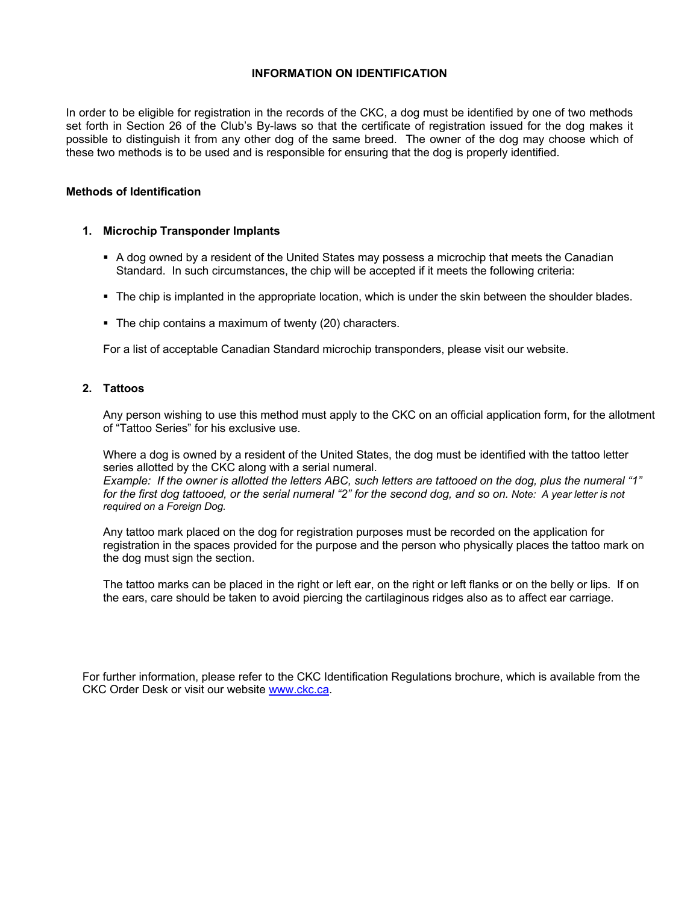# INFORMATION ON IDENTIFICATION

In order to be eligible for registration in the records of the CKC, a dog must be identified by one of two methods set forth in Section 26 of the Club's By-laws so that the certificate of registration issued for the dog makes it possible to distinguish it from any other dog of the same breed. The owner of the dog may choose which of these two methods is to be used and is responsible for ensuring that the dog is properly identified.

## Methods of Identification

### 1. Microchip Transponder Implants

- A dog owned by a resident of the United States may possess a microchip that meets the Canadian Standard. In such circumstances, the chip will be accepted if it meets the following criteria:
- The chip is implanted in the appropriate location, which is under the skin between the shoulder blades.
- The chip contains a maximum of twenty (20) characters.

For a list of acceptable Canadian Standard microchip transponders, please visit our website.

### 2. Tattoos

Any person wishing to use this method must apply to the CKC on an official application form, for the allotment of "Tattoo Series" for his exclusive use.

Where a dog is owned by a resident of the United States, the dog must be identified with the tattoo letter series allotted by the CKC along with a serial numeral.
*Example: If the owner is allotted the letters ABC, such letters are tattooed on the dog, plus the numeral "1" for the first dog tattooed, or the serial numeral "2" for the second dog, and so on. Note: A year letter is not required on a Foreign Dog.*

Any tattoo mark placed on the dog for registration purposes must be recorded on the application for registration in the spaces provided for the purpose and the person who physically places the tattoo mark on the dog must sign the section.

The tattoo marks can be placed in the right or left ear, on the right or left flanks or on the belly or lips. If on the ears, care should be taken to avoid piercing the cartilaginous ridges also as to affect ear carriage.

For further information, please refer to the CKC Identification Regulations brochure, which is available from the CKC Order Desk or visit our website [www.ckc.ca](http://www.ckc.ca).